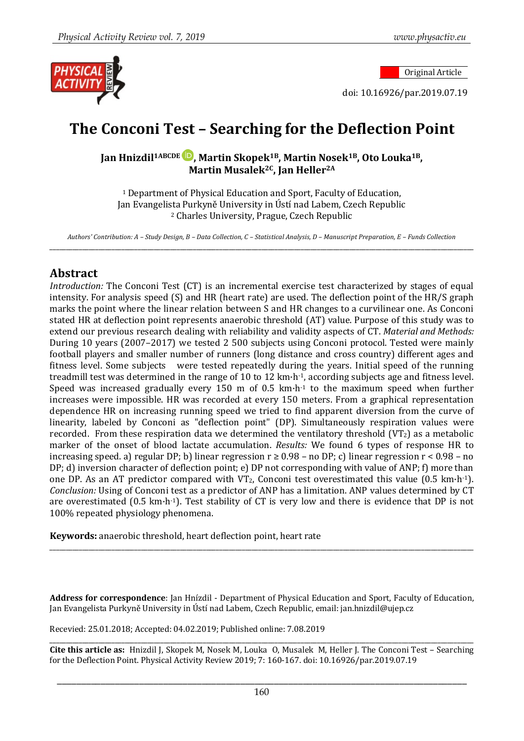Original Article

doi: 10.16926/par.2019.07.19

# The Conconi Test – Searching for the Deflection Point

**Jan Hnizdil[1ABCDE], Martin Skopek[1B], Martin Nosek[1B], Oto Louka[1B], Martin Musalek[2C], Jan Heller[2A]**

[1] Department of Physical Education and Sport, Faculty of Education, Jan Evangelista Purkyně University in Ústí nad Labem, Czech Republic
[2] Charles University, Prague, Czech Republic

*Authors' Contribution: A – Study Design, B – Data Collection, C – Statistical Analysis, D – Manuscript Preparation, E – Funds Collection*

## Abstract

*Introduction:* The Conconi Test (CT) is an incremental exercise test characterized by stages of equal intensity. For analysis speed (S) and HR (heart rate) are used. The deflection point of the HR/S graph marks the point where the linear relation between S and HR changes to a curvilinear one. As Conconi stated HR at deflection point represents anaerobic threshold (AT) value. Purpose of this study was to extend our previous research dealing with reliability and validity aspects of CT. *Material and Methods:* During 10 years (2007–2017) we tested 2 500 subjects using Conconi protocol. Tested were mainly football players and smaller number of runners (long distance and cross country) different ages and fitness level. Some subjects were tested repeatedly during the years. Initial speed of the running treadmill test was determined in the range of 10 to 12 km·h$^{-1}$, according subjects age and fitness level. Speed was increased gradually every 150 m of 0.5 km·h$^{-1}$ to the maximum speed when further increases were impossible. HR was recorded at every 150 meters. From a graphical representation dependence HR on increasing running speed we tried to find apparent diversion from the curve of linearity, labeled by Conconi as "deflection point" (DP). Simultaneously respiration values were recorded. From these respiration data we determined the ventilatory threshold ($VT_2$) as a metabolic marker of the onset of blood lactate accumulation. *Results:* We found 6 types of response HR to increasing speed. a) regular DP; b) linear regression r ≥ 0.98 – no DP; c) linear regression r < 0.98 – no DP; d) inversion character of deflection point; e) DP not corresponding with value of ANP; f) more than one DP. As an AT predictor compared with $VT_2$, Conconi test overestimated this value (0.5 km·h$^{-1}$). *Conclusion:* Using of Conconi test as a predictor of ANP has a limitation. ANP values determined by CT are overestimated (0.5 km·h$^{-1}$). Test stability of CT is very low and there is evidence that DP is not 100% repeated physiology phenomena.

**Keywords:** anaerobic threshold, heart deflection point, heart rate

**Address for correspondence**: Jan Hnízdil - Department of Physical Education and Sport, Faculty of Education, Jan Evangelista Purkyně University in Ústí nad Labem, Czech Republic, email: jan.hnizdil@ujep.cz

Recevied: 25.01.2018; Accepted: 04.02.2019; Published online: 7.08.2019

**Cite this article as:** Hnizdil J, Skopek M, Nosek M, Louka O, Musalek M, Heller J. The Conconi Test – Searching for the Deflection Point. Physical Activity Review 2019; 7: 160-167. doi: 10.16926/par.2019.07.19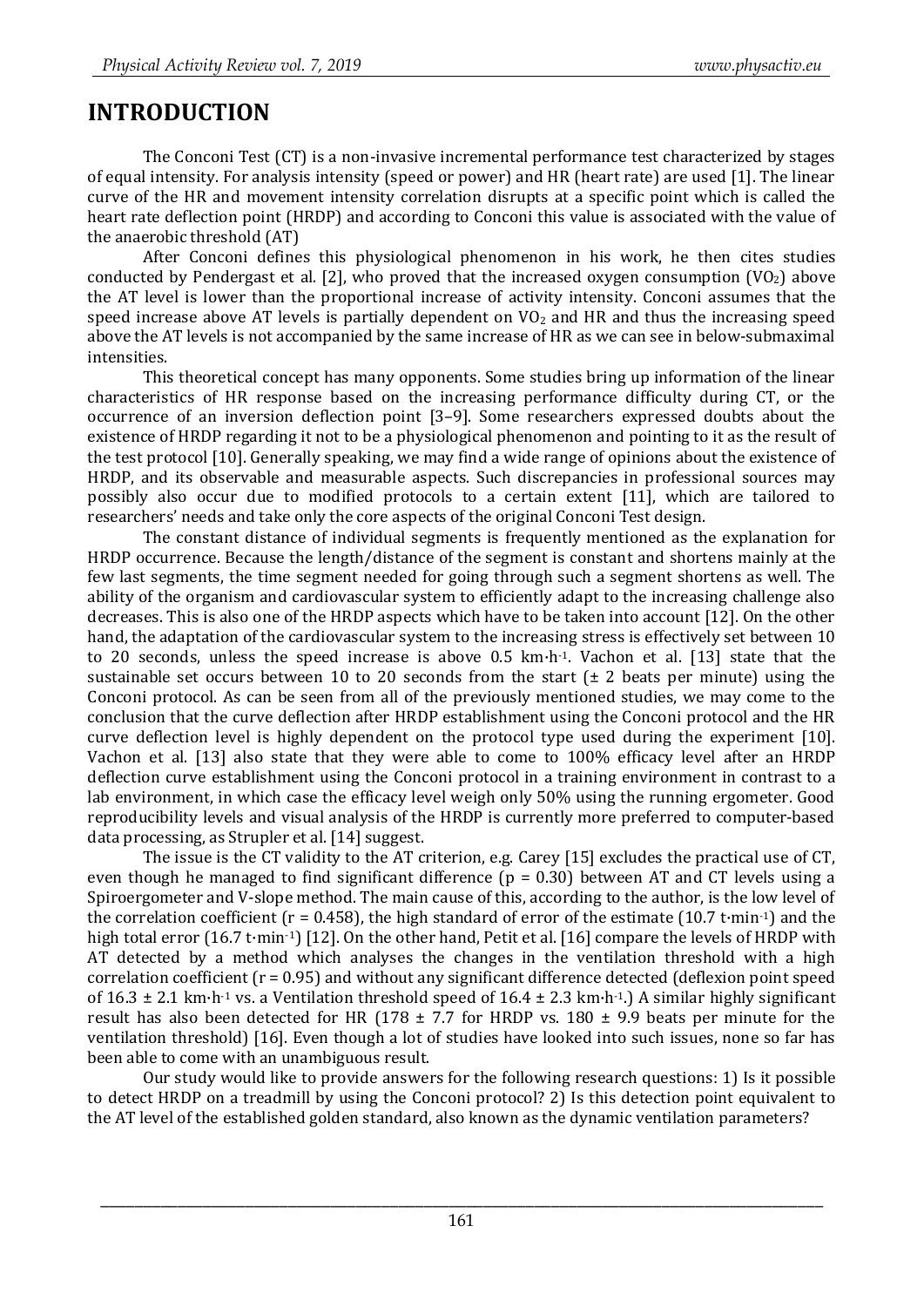# INTRODUCTION

The Conconi Test (CT) is a non-invasive incremental performance test characterized by stages of equal intensity. For analysis intensity (speed or power) and HR (heart rate) are used [1]. The linear curve of the HR and movement intensity correlation disrupts at a specific point which is called the heart rate deflection point (HRDP) and according to Conconi this value is associated with the value of the anaerobic threshold (AT)

After Conconi defines this physiological phenomenon in his work, he then cites studies conducted by Pendergast et al. [2], who proved that the increased oxygen consumption ($VO_2$) above the AT level is lower than the proportional increase of activity intensity. Conconi assumes that the speed increase above AT levels is partially dependent on $VO_2$ and HR and thus the increasing speed above the AT levels is not accompanied by the same increase of HR as we can see in below-submaximal intensities.

This theoretical concept has many opponents. Some studies bring up information of the linear characteristics of HR response based on the increasing performance difficulty during CT, or the occurrence of an inversion deflection point [3–9]. Some researchers expressed doubts about the existence of HRDP regarding it not to be a physiological phenomenon and pointing to it as the result of the test protocol [10]. Generally speaking, we may find a wide range of opinions about the existence of HRDP, and its observable and measurable aspects. Such discrepancies in professional sources may possibly also occur due to modified protocols to a certain extent [11], which are tailored to researchers' needs and take only the core aspects of the original Conconi Test design.

The constant distance of individual segments is frequently mentioned as the explanation for HRDP occurrence. Because the length/distance of the segment is constant and shortens mainly at the few last segments, the time segment needed for going through such a segment shortens as well. The ability of the organism and cardiovascular system to efficiently adapt to the increasing challenge also decreases. This is also one of the HRDP aspects which have to be taken into account [12]. On the other hand, the adaptation of the cardiovascular system to the increasing stress is effectively set between 10 to 20 seconds, unless the speed increase is above 0.5 $km \cdot h^{-1}$. Vachon et al. [13] state that the sustainable set occurs between 10 to 20 seconds from the start (± 2 beats per minute) using the Conconi protocol. As can be seen from all of the previously mentioned studies, we may come to the conclusion that the curve deflection after HRDP establishment using the Conconi protocol and the HR curve deflection level is highly dependent on the protocol type used during the experiment [10]. Vachon et al. [13] also state that they were able to come to 100% efficacy level after an HRDP deflection curve establishment using the Conconi protocol in a training environment in contrast to a lab environment, in which case the efficacy level weigh only 50% using the running ergometer. Good reproducibility levels and visual analysis of the HRDP is currently more preferred to computer-based data processing, as Strupler et al. [14] suggest.

The issue is the CT validity to the AT criterion, e.g. Carey [15] excludes the practical use of CT, even though he managed to find significant difference ($p = 0.30$) between AT and CT levels using a Spiroergometer and V-slope method. The main cause of this, according to the author, is the low level of the correlation coefficient ($r = 0.458$), the high standard of error of the estimate (10.7 $t \cdot min^{-1}$) and the high total error (16.7 $t \cdot min^{-1}$) [12]. On the other hand, Petit et al. [16] compare the levels of HRDP with AT detected by a method which analyses the changes in the ventilation threshold with a high correlation coefficient ($r = 0.95$) and without any significant difference detected (deflexion point speed of 16.3 ± 2.1 $km \cdot h^{-1}$ vs. a Ventilation threshold speed of 16.4 ± 2.3 $km \cdot h^{-1}$.) A similar highly significant result has also been detected for HR (178 ± 7.7 for HRDP vs. 180 ± 9.9 beats per minute for the ventilation threshold) [16]. Even though a lot of studies have looked into such issues, none so far has been able to come with an unambiguous result.

Our study would like to provide answers for the following research questions: 1) Is it possible to detect HRDP on a treadmill by using the Conconi protocol? 2) Is this detection point equivalent to the AT level of the established golden standard, also known as the dynamic ventilation parameters?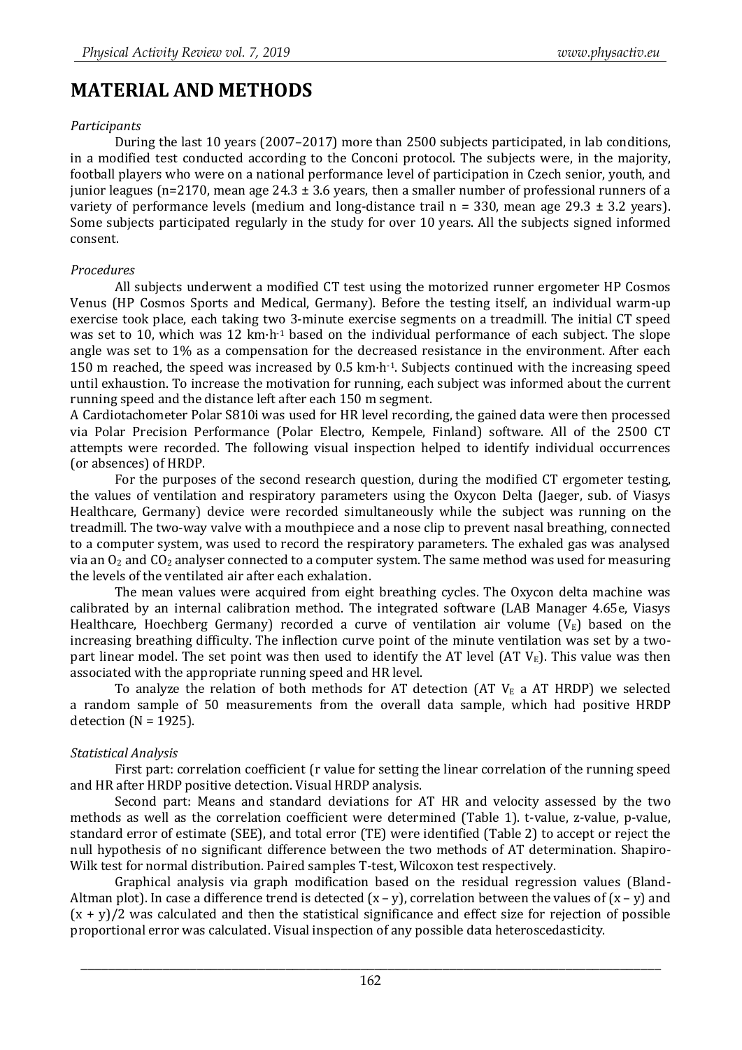# MATERIAL AND METHODS

*Participants*

During the last 10 years (2007–2017) more than 2500 subjects participated, in lab conditions, in a modified test conducted according to the Conconi protocol. The subjects were, in the majority, football players who were on a national performance level of participation in Czech senior, youth, and junior leagues (n=2170, mean age 24.3 ± 3.6 years, then a smaller number of professional runners of a variety of performance levels (medium and long-distance trail n = 330, mean age 29.3 ± 3.2 years). Some subjects participated regularly in the study for over 10 years. All the subjects signed informed consent.

*Procedures*

All subjects underwent a modified CT test using the motorized runner ergometer HP Cosmos Venus (HP Cosmos Sports and Medical, Germany). Before the testing itself, an individual warm-up exercise took place, each taking two 3-minute exercise segments on a treadmill. The initial CT speed was set to 10, which was 12 km·h$^{-1}$ based on the individual performance of each subject. The slope angle was set to 1% as a compensation for the decreased resistance in the environment. After each 150 m reached, the speed was increased by 0.5 km·h$^{-1}$. Subjects continued with the increasing speed until exhaustion. To increase the motivation for running, each subject was informed about the current running speed and the distance left after each 150 m segment.

A Cardiotachometer Polar S810i was used for HR level recording, the gained data were then processed via Polar Precision Performance (Polar Electro, Kempele, Finland) software. All of the 2500 CT attempts were recorded. The following visual inspection helped to identify individual occurrences (or absences) of HRDP.

For the purposes of the second research question, during the modified CT ergometer testing, the values of ventilation and respiratory parameters using the Oxycon Delta (Jaeger, sub. of Viasys Healthcare, Germany) device were recorded simultaneously while the subject was running on the treadmill. The two-way valve with a mouthpiece and a nose clip to prevent nasal breathing, connected to a computer system, was used to record the respiratory parameters. The exhaled gas was analysed via an $O_2$ and $CO_2$ analyser connected to a computer system. The same method was used for measuring the levels of the ventilated air after each exhalation.

The mean values were acquired from eight breathing cycles. The Oxycon delta machine was calibrated by an internal calibration method. The integrated software (LAB Manager 4.65e, Viasys Healthcare, Hoechberg Germany) recorded a curve of ventilation air volume ($V_E$) based on the increasing breathing difficulty. The inflection curve point of the minute ventilation was set by a two-part linear model. The set point was then used to identify the AT level (AT $V_E$). This value was then associated with the appropriate running speed and HR level.

To analyze the relation of both methods for AT detection (AT $V_E$ a AT HRDP) we selected a random sample of 50 measurements from the overall data sample, which had positive HRDP detection (N = 1925).

*Statistical Analysis*

First part: correlation coefficient (r value for setting the linear correlation of the running speed and HR after HRDP positive detection. Visual HRDP analysis.

Second part: Means and standard deviations for AT HR and velocity assessed by the two methods as well as the correlation coefficient were determined (Table 1). t-value, z-value, p-value, standard error of estimate (SEE), and total error (TE) were identified (Table 2) to accept or reject the null hypothesis of no significant difference between the two methods of AT determination. Shapiro-Wilk test for normal distribution. Paired samples T-test, Wilcoxon test respectively.

Graphical analysis via graph modification based on the residual regression values (Bland-Altman plot). In case a difference trend is detected $(x - y)$, correlation between the values of $(x - y)$ and $(x + y)/2$ was calculated and then the statistical significance and effect size for rejection of possible proportional error was calculated. Visual inspection of any possible data heteroscedasticity.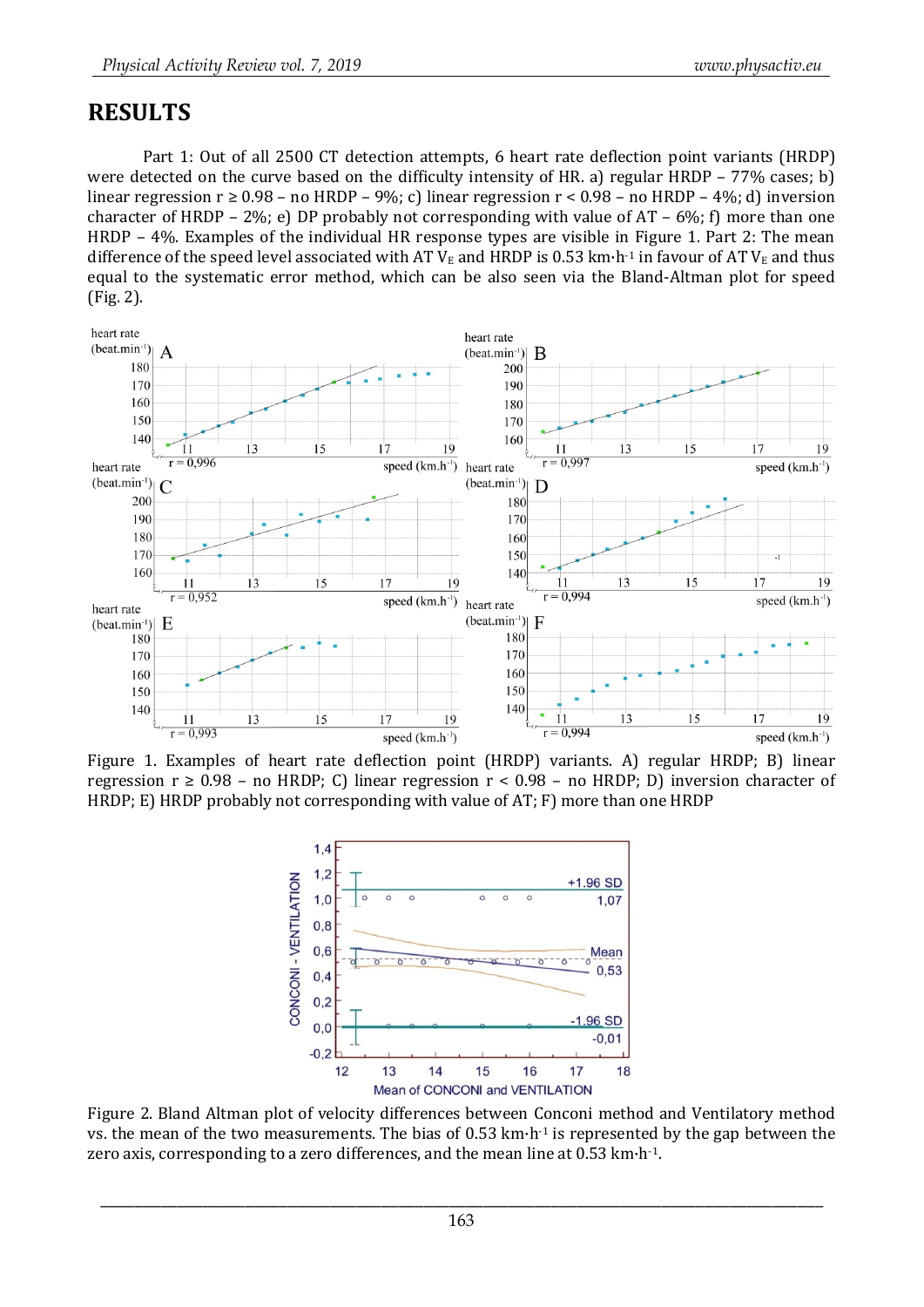# RESULTS

Part 1: Out of all 2500 CT detection attempts, 6 heart rate deflection point variants (HRDP) were detected on the curve based on the difficulty intensity of HR. a) regular HRDP – 77% cases; b) linear regression r ≥ 0.98 – no HRDP – 9%; c) linear regression r < 0.98 – no HRDP – 4%; d) inversion character of HRDP – 2%; e) DP probably not corresponding with value of AT – 6%; f) more than one HRDP – 4%. Examples of the individual HR response types are visible in Figure 1. Part 2: The mean difference of the speed level associated with AT $V_E$ and HRDP is 0.53 km·h$^{-1}$ in favour of AT $V_E$ and thus equal to the systematic error method, which can be also seen via the Bland-Altman plot for speed (Fig. 2).

Figure 1. Examples of heart rate deflection point (HRDP) variants. A) regular HRDP; B) linear regression r ≥ 0.98 – no HRDP; C) linear regression r < 0.98 – no HRDP; D) inversion character of HRDP; E) HRDP probably not corresponding with value of AT; F) more than one HRDP

Figure 2. Bland Altman plot of velocity differences between Conconi method and Ventilatory method vs. the mean of the two measurements. The bias of 0.53 km·h$^{-1}$ is represented by the gap between the zero axis, corresponding to a zero differences, and the mean line at 0.53 km·h$^{-1}$.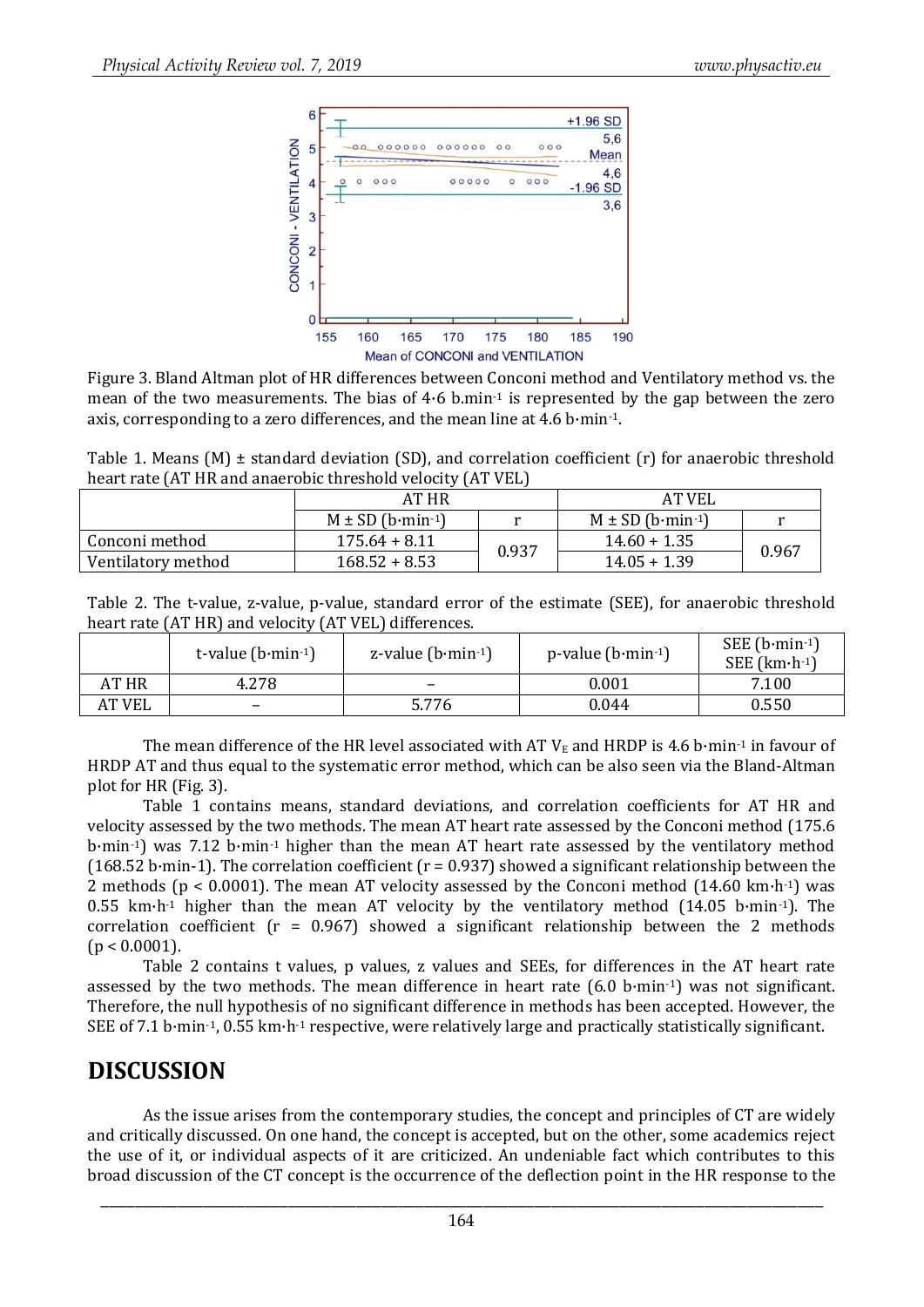Figure 3. Bland Altman plot of HR differences between Conconi method and Ventilatory method vs. the mean of the two measurements. The bias of 4·6 b.min$^{-1}$ is represented by the gap between the zero axis, corresponding to a zero differences, and the mean line at 4.6 b·min$^{-1}$.

Table 1. Means (M) ± standard deviation (SD), and correlation coefficient (r) for anaerobic threshold heart rate (AT HR and anaerobic threshold velocity (AT VEL)

| | AT HR | | AT VEL | |
|---|---|---|---|---|
| | M ± SD (b·min$^{-1}$) | r | M ± SD (b·min$^{-1}$) | r |
| Conconi method | 175.64 + 8.11 | 0.937 | 14.60 + 1.35 | 0.967 |
| Ventilatory method | 168.52 + 8.53 | | 14.05 + 1.39 | |

Table 2. The t-value, z-value, p-value, standard error of the estimate (SEE), for anaerobic threshold heart rate (AT HR) and velocity (AT VEL) differences.

| | t-value (b·min$^{-1}$) | z-value (b·min$^{-1}$) | p-value (b·min$^{-1}$) | SEE (b·min$^{-1}$) SEE (km·h$^{-1}$) |
|---|---|---|---|---|
| AT HR | 4.278 | – | 0.001 | 7.100 |
| AT VEL | – | 5.776 | 0.044 | 0.550 |

The mean difference of the HR level associated with AT $V_E$ and HRDP is 4.6 b·min$^{-1}$ in favour of HRDP AT and thus equal to the systematic error method, which can be also seen via the Bland-Altman plot for HR (Fig. 3).

Table 1 contains means, standard deviations, and correlation coefficients for AT HR and velocity assessed by the two methods. The mean AT heart rate assessed by the Conconi method (175.6 b·min$^{-1}$) was 7.12 b·min$^{-1}$ higher than the mean AT heart rate assessed by the ventilatory method (168.52 b·min-1). The correlation coefficient ($r = 0.937$) showed a significant relationship between the 2 methods ($p < 0.0001$). The mean AT velocity assessed by the Conconi method (14.60 km·h$^{-1}$) was 0.55 km·h$^{-1}$ higher than the mean AT velocity by the ventilatory method (14.05 b·min$^{-1}$). The correlation coefficient ($r = 0.967$) showed a significant relationship between the 2 methods ($p < 0.0001$).

Table 2 contains t values, p values, z values and SEEs, for differences in the AT heart rate assessed by the two methods. The mean difference in heart rate (6.0 b·min$^{-1}$) was not significant. Therefore, the null hypothesis of no significant difference in methods has been accepted. However, the SEE of 7.1 b·min$^{-1}$, 0.55 km·h$^{-1}$ respective, were relatively large and practically statistically significant.

## DISCUSSION

As the issue arises from the contemporary studies, the concept and principles of CT are widely and critically discussed. On one hand, the concept is accepted, but on the other, some academics reject the use of it, or individual aspects of it are criticized. An undeniable fact which contributes to this broad discussion of the CT concept is the occurrence of the deflection point in the HR response to the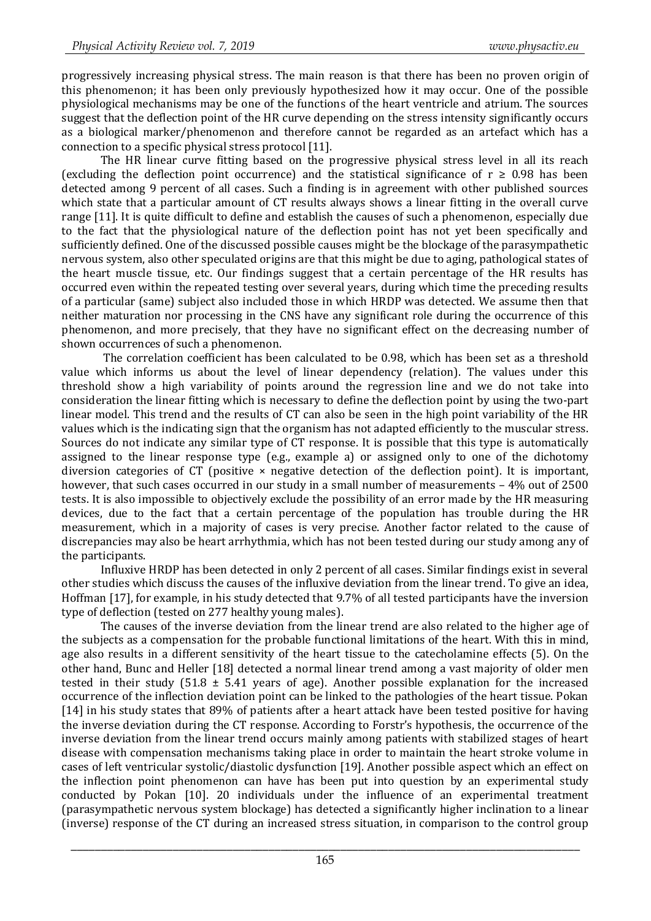progressively increasing physical stress. The main reason is that there has been no proven origin of this phenomenon; it has been only previously hypothesized how it may occur. One of the possible physiological mechanisms may be one of the functions of the heart ventricle and atrium. The sources suggest that the deflection point of the HR curve depending on the stress intensity significantly occurs as a biological marker/phenomenon and therefore cannot be regarded as an artefact which has a connection to a specific physical stress protocol [11].

The HR linear curve fitting based on the progressive physical stress level in all its reach (excluding the deflection point occurrence) and the statistical significance of $r \geq 0.98$ has been detected among 9 percent of all cases. Such a finding is in agreement with other published sources which state that a particular amount of CT results always shows a linear fitting in the overall curve range [11]. It is quite difficult to define and establish the causes of such a phenomenon, especially due to the fact that the physiological nature of the deflection point has not yet been specifically and sufficiently defined. One of the discussed possible causes might be the blockage of the parasympathetic nervous system, also other speculated origins are that this might be due to aging, pathological states of the heart muscle tissue, etc. Our findings suggest that a certain percentage of the HR results has occurred even within the repeated testing over several years, during which time the preceding results of a particular (same) subject also included those in which HRDP was detected. We assume then that neither maturation nor processing in the CNS have any significant role during the occurrence of this phenomenon, and more precisely, that they have no significant effect on the decreasing number of shown occurrences of such a phenomenon.

The correlation coefficient has been calculated to be 0.98, which has been set as a threshold value which informs us about the level of linear dependency (relation). The values under this threshold show a high variability of points around the regression line and we do not take into consideration the linear fitting which is necessary to define the deflection point by using the two-part linear model. This trend and the results of CT can also be seen in the high point variability of the HR values which is the indicating sign that the organism has not adapted efficiently to the muscular stress. Sources do not indicate any similar type of CT response. It is possible that this type is automatically assigned to the linear response type (e.g., example a) or assigned only to one of the dichotomy diversion categories of CT (positive × negative detection of the deflection point). It is important, however, that such cases occurred in our study in a small number of measurements – 4% out of 2500 tests. It is also impossible to objectively exclude the possibility of an error made by the HR measuring devices, due to the fact that a certain percentage of the population has trouble during the HR measurement, which in a majority of cases is very precise. Another factor related to the cause of discrepancies may also be heart arrhythmia, which has not been tested during our study among any of the participants.

Influxive HRDP has been detected in only 2 percent of all cases. Similar findings exist in several other studies which discuss the causes of the influxive deviation from the linear trend. To give an idea, Hoffman [17], for example, in his study detected that 9.7% of all tested participants have the inversion type of deflection (tested on 277 healthy young males).

The causes of the inverse deviation from the linear trend are also related to the higher age of the subjects as a compensation for the probable functional limitations of the heart. With this in mind, age also results in a different sensitivity of the heart tissue to the catecholamine effects (5). On the other hand, Bunc and Heller [18] detected a normal linear trend among a vast majority of older men tested in their study (51.8 ± 5.41 years of age). Another possible explanation for the increased occurrence of the inflection deviation point can be linked to the pathologies of the heart tissue. Pokan [14] in his study states that 89% of patients after a heart attack have been tested positive for having the inverse deviation during the CT response. According to Forstr's hypothesis, the occurrence of the inverse deviation from the linear trend occurs mainly among patients with stabilized stages of heart disease with compensation mechanisms taking place in order to maintain the heart stroke volume in cases of left ventricular systolic/diastolic dysfunction [19]. Another possible aspect which an effect on the inflection point phenomenon can have has been put into question by an experimental study conducted by Pokan [10]. 20 individuals under the influence of an experimental treatment (parasympathetic nervous system blockage) has detected a significantly higher inclination to a linear (inverse) response of the CT during an increased stress situation, in comparison to the control group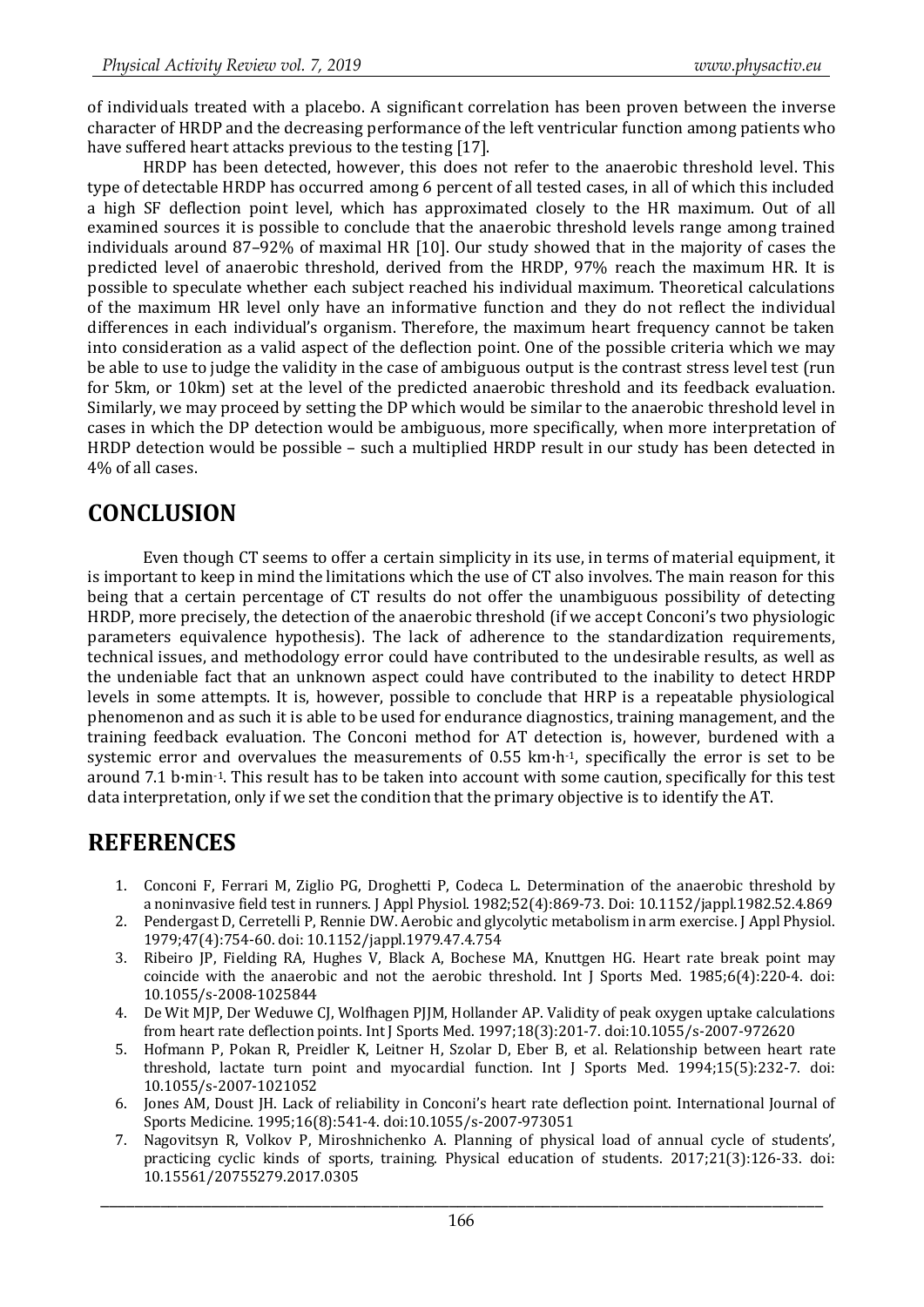of individuals treated with a placebo. A significant correlation has been proven between the inverse character of HRDP and the decreasing performance of the left ventricular function among patients who have suffered heart attacks previous to the testing [17].

HRDP has been detected, however, this does not refer to the anaerobic threshold level. This type of detectable HRDP has occurred among 6 percent of all tested cases, in all of which this included a high SF deflection point level, which has approximated closely to the HR maximum. Out of all examined sources it is possible to conclude that the anaerobic threshold levels range among trained individuals around 87–92% of maximal HR [10]. Our study showed that in the majority of cases the predicted level of anaerobic threshold, derived from the HRDP, 97% reach the maximum HR. It is possible to speculate whether each subject reached his individual maximum. Theoretical calculations of the maximum HR level only have an informative function and they do not reflect the individual differences in each individual's organism. Therefore, the maximum heart frequency cannot be taken into consideration as a valid aspect of the deflection point. One of the possible criteria which we may be able to use to judge the validity in the case of ambiguous output is the contrast stress level test (run for 5km, or 10km) set at the level of the predicted anaerobic threshold and its feedback evaluation. Similarly, we may proceed by setting the DP which would be similar to the anaerobic threshold level in cases in which the DP detection would be ambiguous, more specifically, when more interpretation of HRDP detection would be possible – such a multiplied HRDP result in our study has been detected in 4% of all cases.

## CONCLUSION

Even though CT seems to offer a certain simplicity in its use, in terms of material equipment, it is important to keep in mind the limitations which the use of CT also involves. The main reason for this being that a certain percentage of CT results do not offer the unambiguous possibility of detecting HRDP, more precisely, the detection of the anaerobic threshold (if we accept Conconi's two physiologic parameters equivalence hypothesis). The lack of adherence to the standardization requirements, technical issues, and methodology error could have contributed to the undesirable results, as well as the undeniable fact that an unknown aspect could have contributed to the inability to detect HRDP levels in some attempts. It is, however, possible to conclude that HRP is a repeatable physiological phenomenon and as such it is able to be used for endurance diagnostics, training management, and the training feedback evaluation. The Conconi method for AT detection is, however, burdened with a systemic error and overvalues the measurements of 0.55 $km \cdot h^{-1}$, specifically the error is set to be around 7.1 $b \cdot min^{-1}$. This result has to be taken into account with some caution, specifically for this test data interpretation, only if we set the condition that the primary objective is to identify the AT.

## REFERENCES

1. Conconi F, Ferrari M, Ziglio PG, Droghetti P, Codeca L. Determination of the anaerobic threshold by a noninvasive field test in runners. J Appl Physiol. 1982;52(4):869-73. Doi: 10.1152/jappl.1982.52.4.869
2. Pendergast D, Cerretelli P, Rennie DW. Aerobic and glycolytic metabolism in arm exercise. J Appl Physiol. 1979;47(4):754-60. doi: 10.1152/jappl.1979.47.4.754
3. Ribeiro JP, Fielding RA, Hughes V, Black A, Bochese MA, Knuttgen HG. Heart rate break point may coincide with the anaerobic and not the aerobic threshold. Int J Sports Med. 1985;6(4):220-4. doi: 10.1055/s-2008-1025844
4. De Wit MJP, Der Weduwe CJ, Wolfhagen PJJM, Hollander AP. Validity of peak oxygen uptake calculations from heart rate deflection points. Int J Sports Med. 1997;18(3):201-7. doi:10.1055/s-2007-972620
5. Hofmann P, Pokan R, Preidler K, Leitner H, Szolar D, Eber B, et al. Relationship between heart rate threshold, lactate turn point and myocardial function. Int J Sports Med. 1994;15(5):232-7. doi: 10.1055/s-2007-1021052
6. Jones AM, Doust JH. Lack of reliability in Conconi's heart rate deflection point. International Journal of Sports Medicine. 1995;16(8):541-4. doi:10.1055/s-2007-973051
7. Nagovitsyn R, Volkov P, Miroshnichenko A. Planning of physical load of annual cycle of students', practicing cyclic kinds of sports, training. Physical education of students. 2017;21(3):126-33. doi: 10.15561/20755279.2017.0305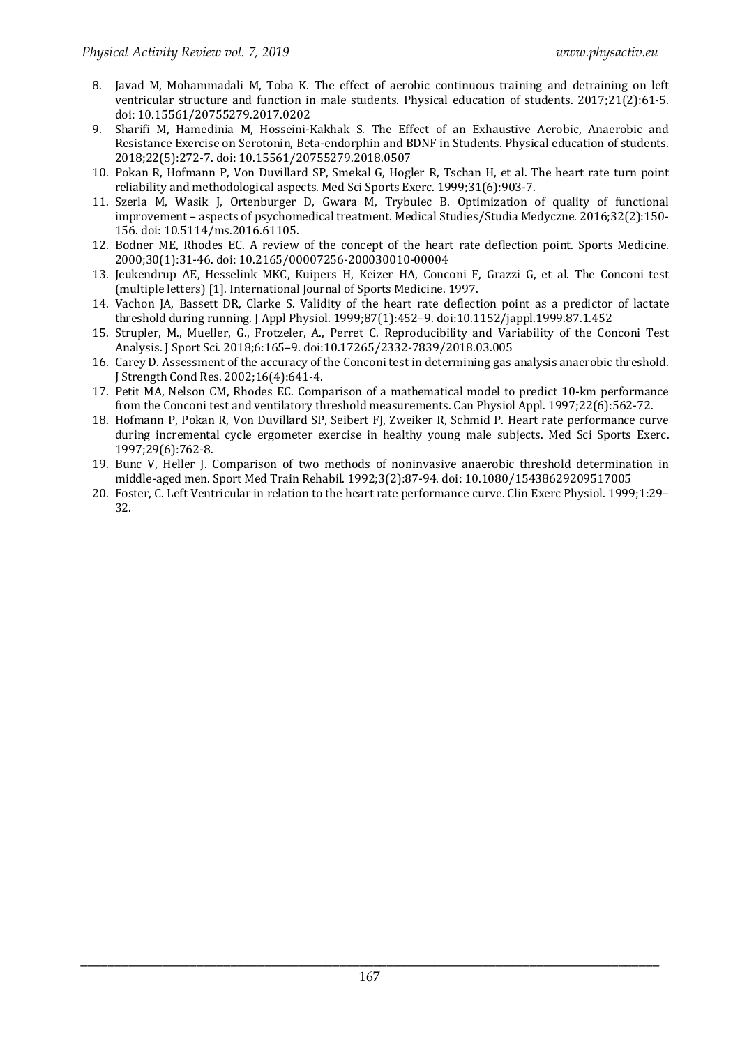8. Javad M, Mohammadali M, Toba K. The effect of aerobic continuous training and detraining on left ventricular structure and function in male students. Physical education of students. 2017;21(2):61-5. doi: 10.15561/20755279.2017.0202
9. Sharifi M, Hamedinia M, Hosseini-Kakhak S. The Effect of an Exhaustive Aerobic, Anaerobic and Resistance Exercise on Serotonin, Beta-endorphin and BDNF in Students. Physical education of students. 2018;22(5):272-7. doi: 10.15561/20755279.2018.0507
10. Pokan R, Hofmann P, Von Duvillard SP, Smekal G, Hogler R, Tschan H, et al. The heart rate turn point reliability and methodological aspects. Med Sci Sports Exerc. 1999;31(6):903-7.
11. Szerla M, Wasik J, Ortenburger D, Gwara M, Trybulec B. Optimization of quality of functional improvement – aspects of psychomedical treatment. Medical Studies/Studia Medyczne. 2016;32(2):150-156. doi: 10.5114/ms.2016.61105.
12. Bodner ME, Rhodes EC. A review of the concept of the heart rate deflection point. Sports Medicine. 2000;30(1):31-46. doi: 10.2165/00007256-200030010-00004
13. Jeukendrup AE, Hesselink MKC, Kuipers H, Keizer HA, Conconi F, Grazzi G, et al. The Conconi test (multiple letters) [1]. International Journal of Sports Medicine. 1997.
14. Vachon JA, Bassett DR, Clarke S. Validity of the heart rate deflection point as a predictor of lactate threshold during running. J Appl Physiol. 1999;87(1):452–9. doi:10.1152/jappl.1999.87.1.452
15. Strupler, M., Mueller, G., Frotzeler, A., Perret C. Reproducibility and Variability of the Conconi Test Analysis. J Sport Sci. 2018;6:165–9. doi:10.17265/2332-7839/2018.03.005
16. Carey D. Assessment of the accuracy of the Conconi test in determining gas analysis anaerobic threshold. J Strength Cond Res. 2002;16(4):641-4.
17. Petit MA, Nelson CM, Rhodes EC. Comparison of a mathematical model to predict 10-km performance from the Conconi test and ventilatory threshold measurements. Can Physiol Appl. 1997;22(6):562-72.
18. Hofmann P, Pokan R, Von Duvillard SP, Seibert FJ, Zweiker R, Schmid P. Heart rate performance curve during incremental cycle ergometer exercise in healthy young male subjects. Med Sci Sports Exerc. 1997;29(6):762-8.
19. Bunc V, Heller J. Comparison of two methods of noninvasive anaerobic threshold determination in middle-aged men. Sport Med Train Rehabil. 1992;3(2):87-94. doi: 10.1080/15438629209517005
20. Foster, C. Left Ventricular in relation to the heart rate performance curve. Clin Exerc Physiol. 1999;1:29–32.